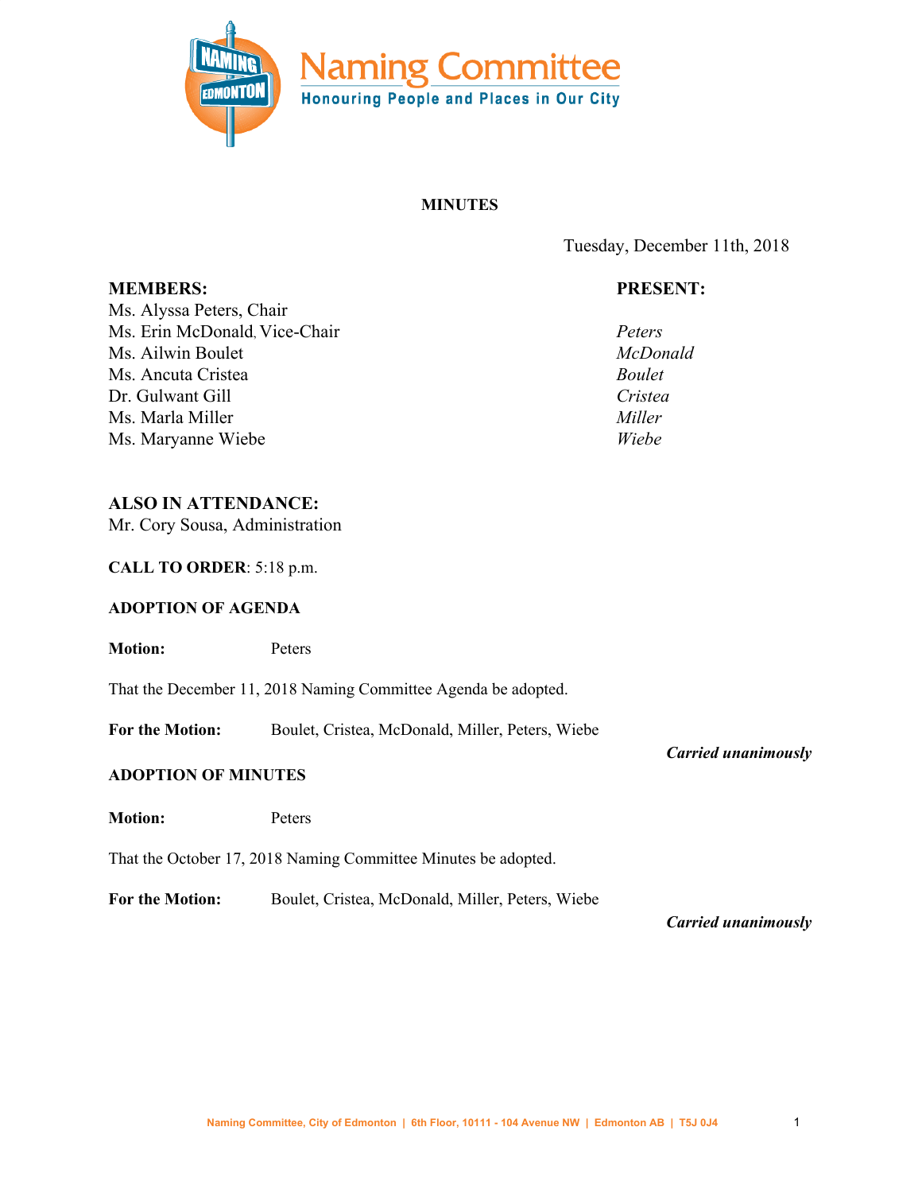# Naming Committee

**Honouring People and Places in Our City**

**MINUTES**

Tuesday, December 11th, 2018

| **MEMBERS:** | **PRESENT:** |
|---|---|
| Ms. Alyssa Peters, Chair | *Peters* |
| Ms. Erin McDonald, Vice-Chair | *McDonald* |
| Ms. Ailwin Boulet | *Boulet* |
| Ms. Ancuta Cristea | *Cristea* |
| Dr. Gulwant Gill | |
| Ms. Marla Miller | *Miller* |
| Ms. Maryanne Wiebe | *Wiebe* |

**ALSO IN ATTENDANCE:**
Mr. Cory Sousa, Administration

**CALL TO ORDER**: 5:18 p.m.

**ADOPTION OF AGENDA**

**Motion:** Peters

That the December 11, 2018 Naming Committee Agenda be adopted.

**For the Motion:** Boulet, Cristea, McDonald, Miller, Peters, Wiebe

***Carried unanimously***

**ADOPTION OF MINUTES**

**Motion:** Peters

That the October 17, 2018 Naming Committee Minutes be adopted.

**For the Motion:** Boulet, Cristea, McDonald, Miller, Peters, Wiebe

***Carried unanimously***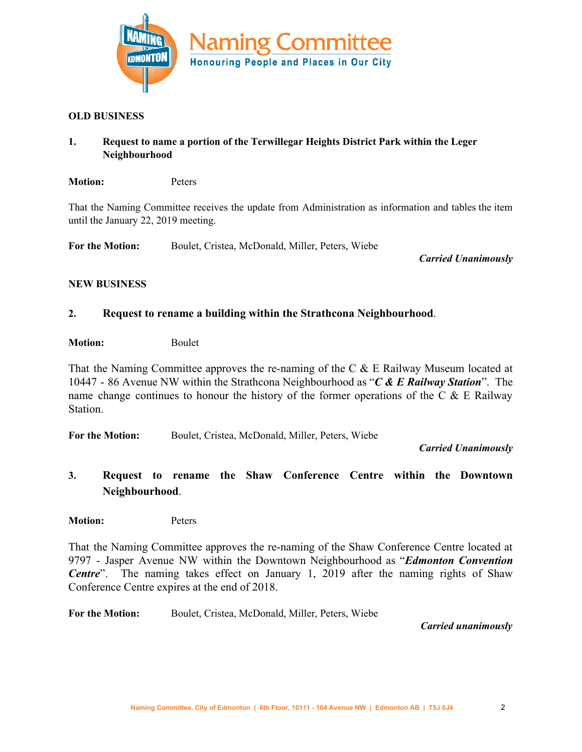**OLD BUSINESS**

**1. Request to name a portion of the Terwillegar Heights District Park within the Leger Neighbourhood**

**Motion:** Peters

That the Naming Committee receives the update from Administration as information and tables the item until the January 22, 2019 meeting.

**For the Motion:** Boulet, Cristea, McDonald, Miller, Peters, Wiebe

***Carried Unanimously***

**NEW BUSINESS**

**2. Request to rename a building within the Strathcona Neighbourhood**.

**Motion:** Boulet

That the Naming Committee approves the re-naming of the C & E Railway Museum located at 10447 - 86 Avenue NW within the Strathcona Neighbourhood as "***C & E Railway Station***". The name change continues to honour the history of the former operations of the C & E Railway Station.

**For the Motion:** Boulet, Cristea, McDonald, Miller, Peters, Wiebe

***Carried Unanimously***

**3. Request to rename the Shaw Conference Centre within the Downtown Neighbourhood**.

**Motion:** Peters

That the Naming Committee approves the re-naming of the Shaw Conference Centre located at 9797 - Jasper Avenue NW within the Downtown Neighbourhood as "***Edmonton Convention Centre***". The naming takes effect on January 1, 2019 after the naming rights of Shaw Conference Centre expires at the end of 2018.

**For the Motion:** Boulet, Cristea, McDonald, Miller, Peters, Wiebe

***Carried unanimously***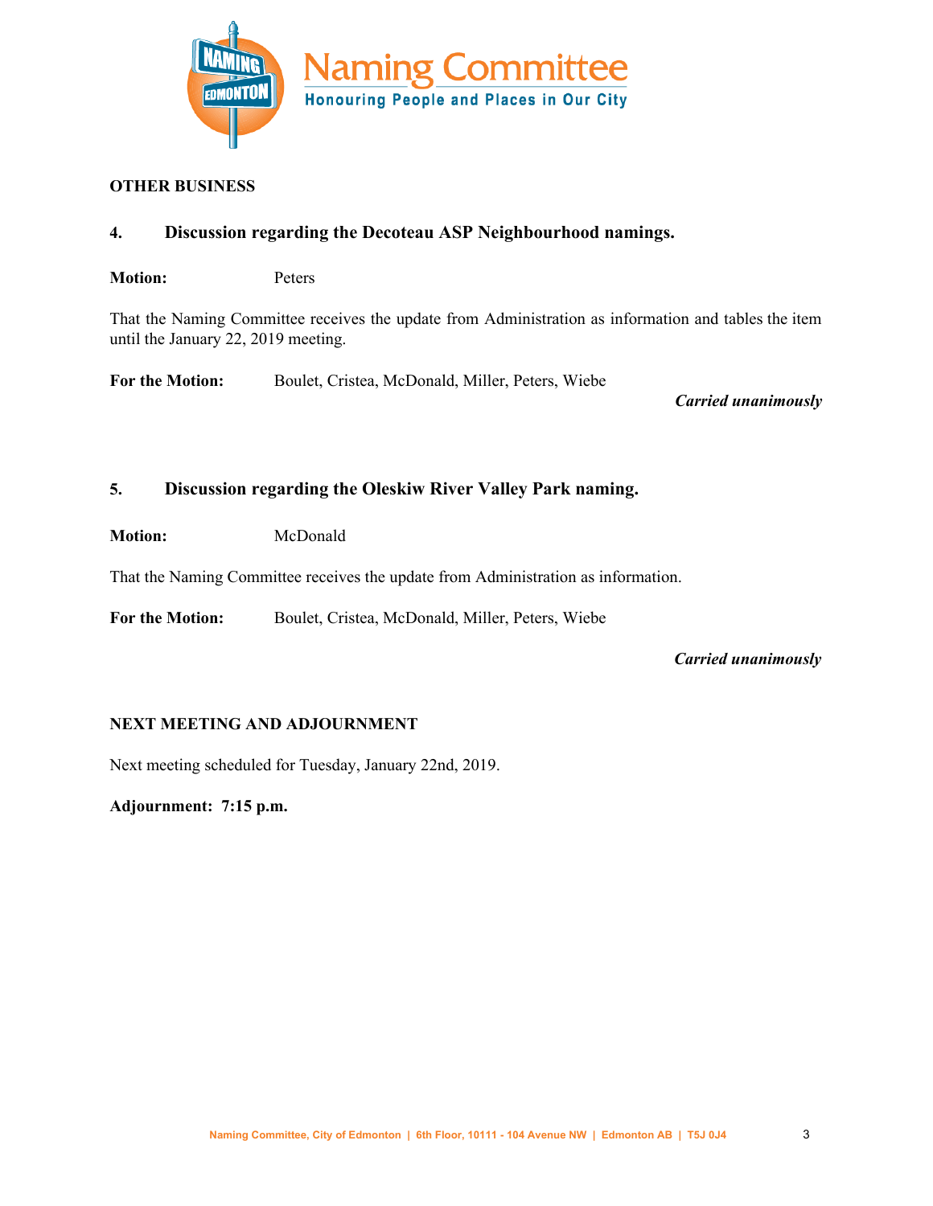**OTHER BUSINESS**

## 4. Discussion regarding the Decoteau ASP Neighbourhood namings.

**Motion:** Peters

That the Naming Committee receives the update from Administration as information and tables the item until the January 22, 2019 meeting.

**For the Motion:** Boulet, Cristea, McDonald, Miller, Peters, Wiebe

***Carried unanimously***

## 5. Discussion regarding the Oleskiw River Valley Park naming.

**Motion:** McDonald

That the Naming Committee receives the update from Administration as information.

**For the Motion:** Boulet, Cristea, McDonald, Miller, Peters, Wiebe

***Carried unanimously***

**NEXT MEETING AND ADJOURNMENT**

Next meeting scheduled for Tuesday, January 22nd, 2019.

**Adjournment: 7:15 p.m.**